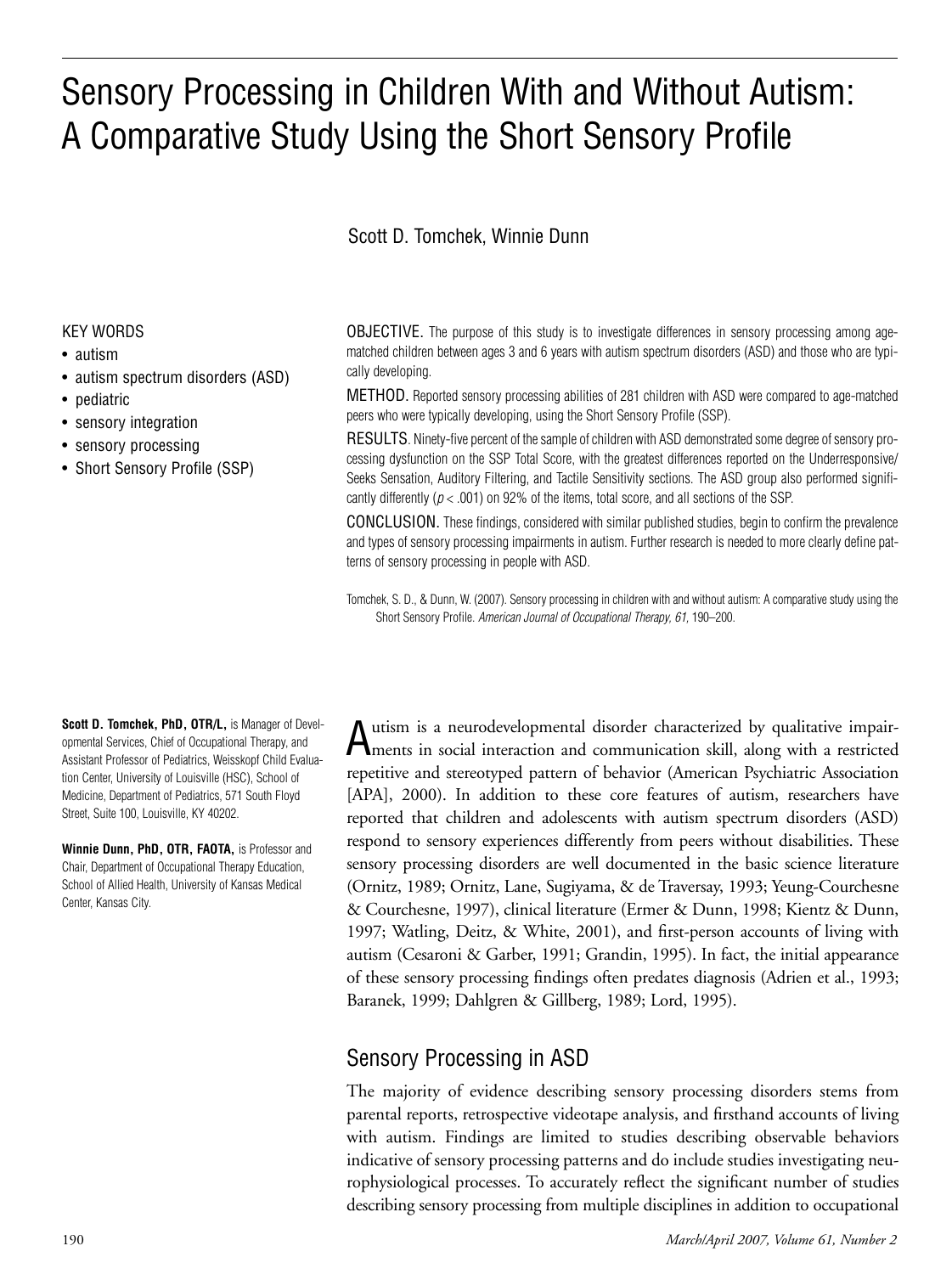# Sensory Processing in Children With and Without Autism: A Comparative Study Using the Short Sensory Profile

Scott D. Tomchek, Winnie Dunn

KEY WORDS

- autism
- autism spectrum disorders (ASD)
- pediatric
- sensory integration
- sensory processing
- Short Sensory Profile (SSP)

OBJECTIVE. The purpose of this study is to investigate differences in sensory processing among age-matched children between ages 3 and 6 years with autism spectrum disorders (ASD) and those who are typically developing.

METHOD. Reported sensory processing abilities of 281 children with ASD were compared to age-matched peers who were typically developing, using the Short Sensory Profile (SSP).

RESULTS. Ninety-five percent of the sample of children with ASD demonstrated some degree of sensory processing dysfunction on the SSP Total Score, with the greatest differences reported on the Underresponsive/Seeks Sensation, Auditory Filtering, and Tactile Sensitivity sections. The ASD group also performed significantly differently ($p < .001$) on 92% of the items, total score, and all sections of the SSP.

CONCLUSION. These findings, considered with similar published studies, begin to confirm the prevalence and types of sensory processing impairments in autism. Further research is needed to more clearly define patterns of sensory processing in people with ASD.

Tomchek, S. D., & Dunn, W. (2007). Sensory processing in children with and without autism: A comparative study using the Short Sensory Profile. *American Journal of Occupational Therapy, 61,* 190–200.

**Scott D. Tomchek, PhD, OTR/L,** is Manager of Developmental Services, Chief of Occupational Therapy, and Assistant Professor of Pediatrics, Weisskopf Child Evaluation Center, University of Louisville (HSC), School of Medicine, Department of Pediatrics, 571 South Floyd Street, Suite 100, Louisville, KY 40202.

**Winnie Dunn, PhD, OTR, FAOTA,** is Professor and Chair, Department of Occupational Therapy Education, School of Allied Health, University of Kansas Medical Center, Kansas City.

Autism is a neurodevelopmental disorder characterized by qualitative impairments in social interaction and communication skill, along with a restricted repetitive and stereotyped pattern of behavior (American Psychiatric Association [APA], 2000). In addition to these core features of autism, researchers have reported that children and adolescents with autism spectrum disorders (ASD) respond to sensory experiences differently from peers without disabilities. These sensory processing disorders are well documented in the basic science literature (Ornitz, 1989; Ornitz, Lane, Sugiyama, & de Traversay, 1993; Yeung-Courchesne & Courchesne, 1997), clinical literature (Ermer & Dunn, 1998; Kientz & Dunn, 1997; Watling, Deitz, & White, 2001), and first-person accounts of living with autism (Cesaroni & Garber, 1991; Grandin, 1995). In fact, the initial appearance of these sensory processing findings often predates diagnosis (Adrien et al., 1993; Baranek, 1999; Dahlgren & Gillberg, 1989; Lord, 1995).

## Sensory Processing in ASD

The majority of evidence describing sensory processing disorders stems from parental reports, retrospective videotape analysis, and firsthand accounts of living with autism. Findings are limited to studies describing observable behaviors indicative of sensory processing patterns and do include studies investigating neurophysiological processes. To accurately reflect the significant number of studies describing sensory processing from multiple disciplines in addition to occupational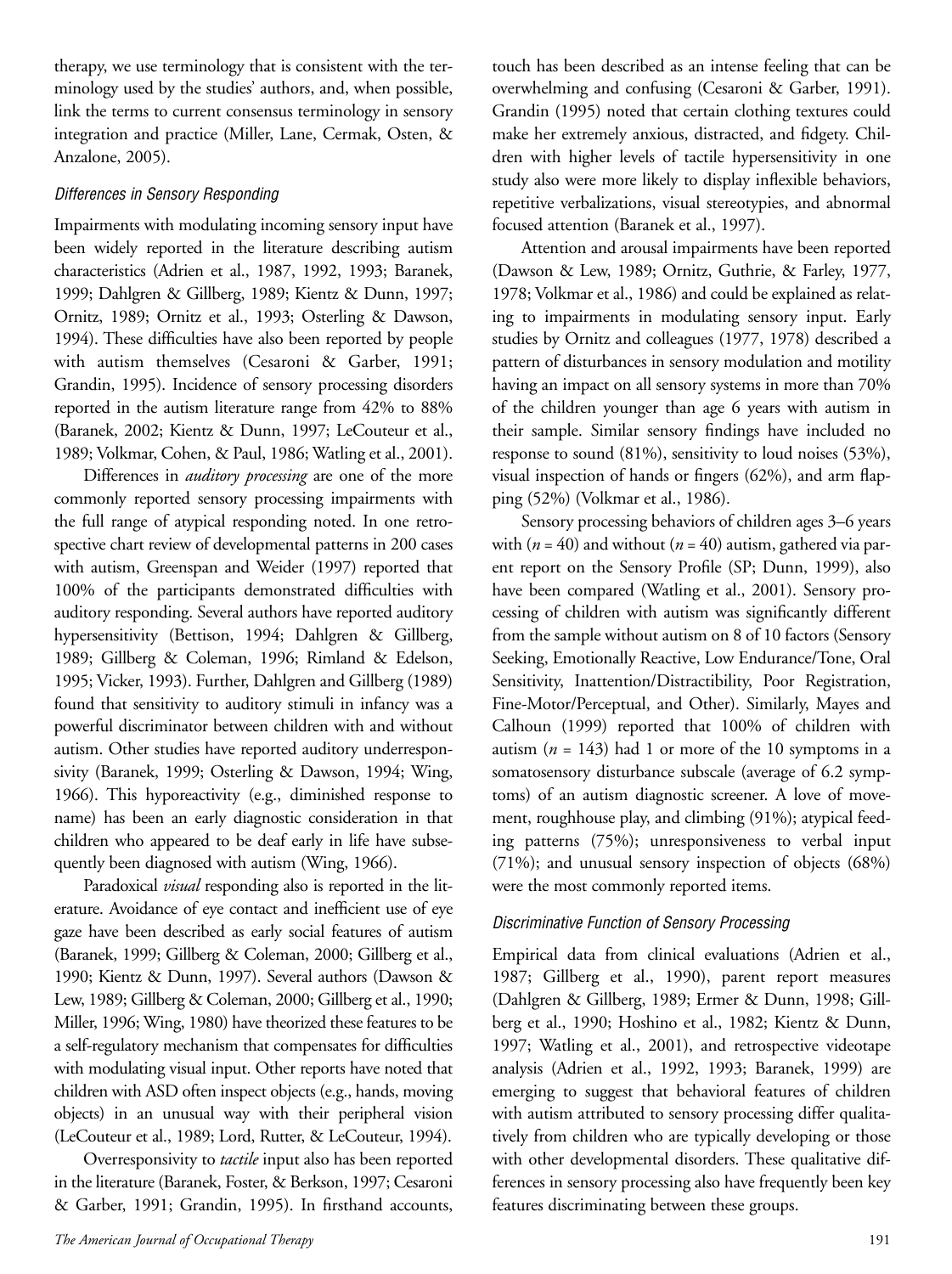therapy, we use terminology that is consistent with the terminology used by the studies' authors, and, when possible, link the terms to current consensus terminology in sensory integration and practice (Miller, Lane, Cermak, Osten, & Anzalone, 2005).

### *Differences in Sensory Responding*

Impairments with modulating incoming sensory input have been widely reported in the literature describing autism characteristics (Adrien et al., 1987, 1992, 1993; Baranek, 1999; Dahlgren & Gillberg, 1989; Kientz & Dunn, 1997; Ornitz, 1989; Ornitz et al., 1993; Osterling & Dawson, 1994). These difficulties have also been reported by people with autism themselves (Cesaroni & Garber, 1991; Grandin, 1995). Incidence of sensory processing disorders reported in the autism literature range from 42% to 88% (Baranek, 2002; Kientz & Dunn, 1997; LeCouteur et al., 1989; Volkmar, Cohen, & Paul, 1986; Watling et al., 2001).

Differences in *auditory processing* are one of the more commonly reported sensory processing impairments with the full range of atypical responding noted. In one retrospective chart review of developmental patterns in 200 cases with autism, Greenspan and Weider (1997) reported that 100% of the participants demonstrated difficulties with auditory responding. Several authors have reported auditory hypersensitivity (Bettison, 1994; Dahlgren & Gillberg, 1989; Gillberg & Coleman, 1996; Rimland & Edelson, 1995; Vicker, 1993). Further, Dahlgren and Gillberg (1989) found that sensitivity to auditory stimuli in infancy was a powerful discriminator between children with and without autism. Other studies have reported auditory underresponsivity (Baranek, 1999; Osterling & Dawson, 1994; Wing, 1966). This hyporeactivity (e.g., diminished response to name) has been an early diagnostic consideration in that children who appeared to be deaf early in life have subsequently been diagnosed with autism (Wing, 1966).

Paradoxical *visual* responding also is reported in the literature. Avoidance of eye contact and inefficient use of eye gaze have been described as early social features of autism (Baranek, 1999; Gillberg & Coleman, 2000; Gillberg et al., 1990; Kientz & Dunn, 1997). Several authors (Dawson & Lew, 1989; Gillberg & Coleman, 2000; Gillberg et al., 1990; Miller, 1996; Wing, 1980) have theorized these features to be a self-regulatory mechanism that compensates for difficulties with modulating visual input. Other reports have noted that children with ASD often inspect objects (e.g., hands, moving objects) in an unusual way with their peripheral vision (LeCouteur et al., 1989; Lord, Rutter, & LeCouteur, 1994).

Overresponsivity to *tactile* input also has been reported in the literature (Baranek, Foster, & Berkson, 1997; Cesaroni & Garber, 1991; Grandin, 1995). In firsthand accounts, touch has been described as an intense feeling that can be overwhelming and confusing (Cesaroni & Garber, 1991). Grandin (1995) noted that certain clothing textures could make her extremely anxious, distracted, and fidgety. Children with higher levels of tactile hypersensitivity in one study also were more likely to display inflexible behaviors, repetitive verbalizations, visual stereotypies, and abnormal focused attention (Baranek et al., 1997).

Attention and arousal impairments have been reported (Dawson & Lew, 1989; Ornitz, Guthrie, & Farley, 1977, 1978; Volkmar et al., 1986) and could be explained as relating to impairments in modulating sensory input. Early studies by Ornitz and colleagues (1977, 1978) described a pattern of disturbances in sensory modulation and motility having an impact on all sensory systems in more than 70% of the children younger than age 6 years with autism in their sample. Similar sensory findings have included no response to sound (81%), sensitivity to loud noises (53%), visual inspection of hands or fingers (62%), and arm flapping (52%) (Volkmar et al., 1986).

Sensory processing behaviors of children ages 3–6 years with ($n$ = 40) and without ($n$ = 40) autism, gathered via parent report on the Sensory Profile (SP; Dunn, 1999), also have been compared (Watling et al., 2001). Sensory processing of children with autism was significantly different from the sample without autism on 8 of 10 factors (Sensory Seeking, Emotionally Reactive, Low Endurance/Tone, Oral Sensitivity, Inattention/Distractibility, Poor Registration, Fine-Motor/Perceptual, and Other). Similarly, Mayes and Calhoun (1999) reported that 100% of children with autism ($n$ = 143) had 1 or more of the 10 symptoms in a somatosensory disturbance subscale (average of 6.2 symptoms) of an autism diagnostic screener. A love of movement, roughhouse play, and climbing (91%); atypical feeding patterns (75%); unresponsiveness to verbal input (71%); and unusual sensory inspection of objects (68%) were the most commonly reported items.

### *Discriminative Function of Sensory Processing*

Empirical data from clinical evaluations (Adrien et al., 1987; Gillberg et al., 1990), parent report measures (Dahlgren & Gillberg, 1989; Ermer & Dunn, 1998; Gillberg et al., 1990; Hoshino et al., 1982; Kientz & Dunn, 1997; Watling et al., 2001), and retrospective videotape analysis (Adrien et al., 1992, 1993; Baranek, 1999) are emerging to suggest that behavioral features of children with autism attributed to sensory processing differ qualitatively from children who are typically developing or those with other developmental disorders. These qualitative differences in sensory processing also have frequently been key features discriminating between these groups.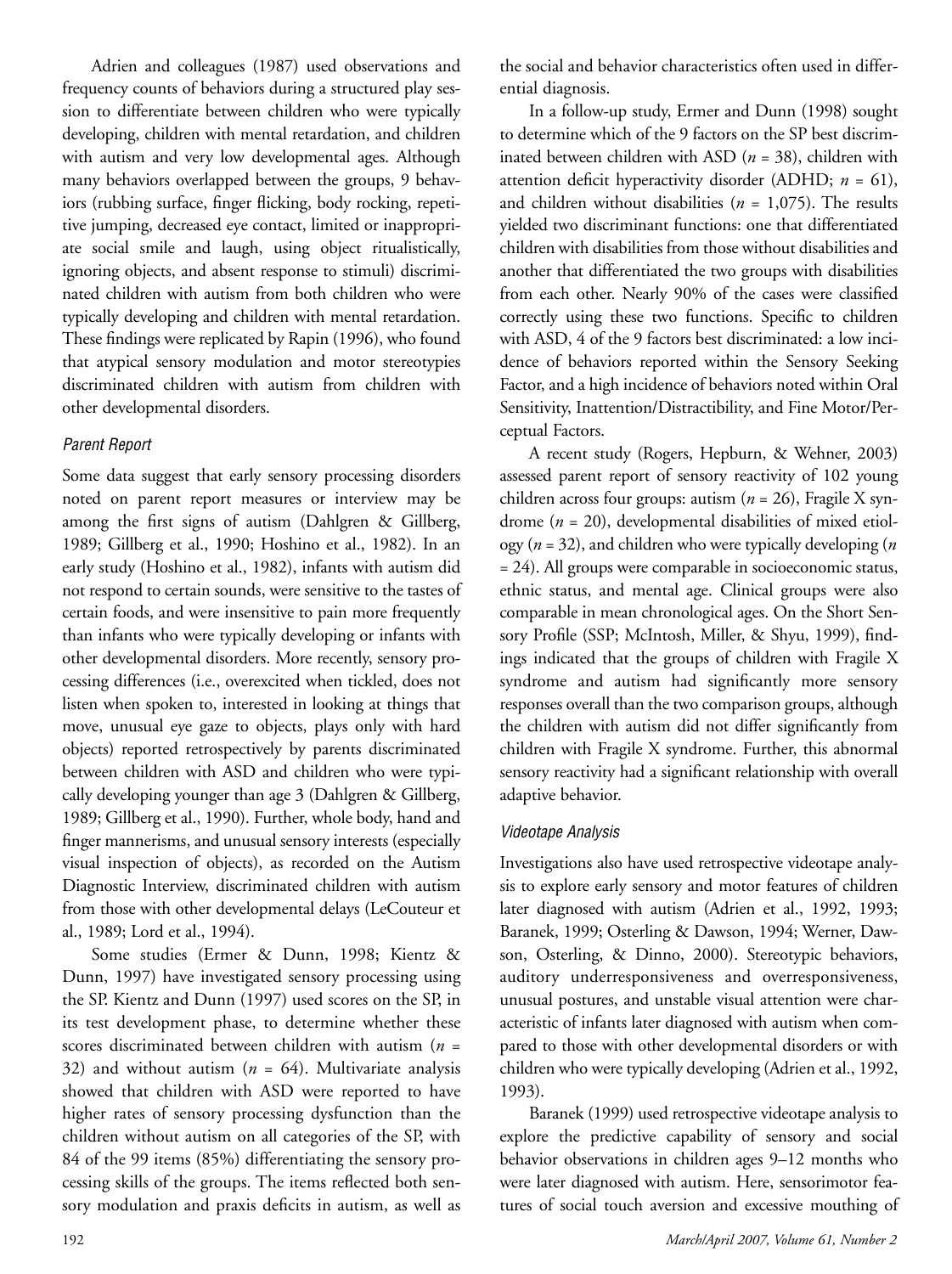Adrien and colleagues (1987) used observations and frequency counts of behaviors during a structured play session to differentiate between children who were typically developing, children with mental retardation, and children with autism and very low developmental ages. Although many behaviors overlapped between the groups, 9 behaviors (rubbing surface, finger flicking, body rocking, repetitive jumping, decreased eye contact, limited or inappropriate social smile and laugh, using object ritualistically, ignoring objects, and absent response to stimuli) discriminated children with autism from both children who were typically developing and children with mental retardation. These findings were replicated by Rapin (1996), who found that atypical sensory modulation and motor stereotypies discriminated children with autism from children with other developmental disorders.

### *Parent Report*

Some data suggest that early sensory processing disorders noted on parent report measures or interview may be among the first signs of autism (Dahlgren & Gillberg, 1989; Gillberg et al., 1990; Hoshino et al., 1982). In an early study (Hoshino et al., 1982), infants with autism did not respond to certain sounds, were sensitive to the tastes of certain foods, and were insensitive to pain more frequently than infants who were typically developing or infants with other developmental disorders. More recently, sensory processing differences (i.e., overexcited when tickled, does not listen when spoken to, interested in looking at things that move, unusual eye gaze to objects, plays only with hard objects) reported retrospectively by parents discriminated between children with ASD and children who were typically developing younger than age 3 (Dahlgren & Gillberg, 1989; Gillberg et al., 1990). Further, whole body, hand and finger mannerisms, and unusual sensory interests (especially visual inspection of objects), as recorded on the Autism Diagnostic Interview, discriminated children with autism from those with other developmental delays (LeCouteur et al., 1989; Lord et al., 1994).

Some studies (Ermer & Dunn, 1998; Kientz & Dunn, 1997) have investigated sensory processing using the SP. Kientz and Dunn (1997) used scores on the SP, in its test development phase, to determine whether these scores discriminated between children with autism (*n* = 32) and without autism (*n* = 64). Multivariate analysis showed that children with ASD were reported to have higher rates of sensory processing dysfunction than the children without autism on all categories of the SP, with 84 of the 99 items (85%) differentiating the sensory processing skills of the groups. The items reflected both sensory modulation and praxis deficits in autism, as well as the social and behavior characteristics often used in differential diagnosis.

In a follow-up study, Ermer and Dunn (1998) sought to determine which of the 9 factors on the SP best discriminated between children with ASD (*n* = 38), children with attention deficit hyperactivity disorder (ADHD; *n* = 61), and children without disabilities (*n* = 1,075). The results yielded two discriminant functions: one that differentiated children with disabilities from those without disabilities and another that differentiated the two groups with disabilities from each other. Nearly 90% of the cases were classified correctly using these two functions. Specific to children with ASD, 4 of the 9 factors best discriminated: a low incidence of behaviors reported within the Sensory Seeking Factor, and a high incidence of behaviors noted within Oral Sensitivity, Inattention/Distractibility, and Fine Motor/Perceptual Factors.

A recent study (Rogers, Hepburn, & Wehner, 2003) assessed parent report of sensory reactivity of 102 young children across four groups: autism (*n* = 26), Fragile X syndrome (*n* = 20), developmental disabilities of mixed etiology (*n* = 32), and children who were typically developing (*n* = 24). All groups were comparable in socioeconomic status, ethnic status, and mental age. Clinical groups were also comparable in mean chronological ages. On the Short Sensory Profile (SSP; McIntosh, Miller, & Shyu, 1999), findings indicated that the groups of children with Fragile X syndrome and autism had significantly more sensory responses overall than the two comparison groups, although the children with autism did not differ significantly from children with Fragile X syndrome. Further, this abnormal sensory reactivity had a significant relationship with overall adaptive behavior.

### *Videotape Analysis*

Investigations also have used retrospective videotape analysis to explore early sensory and motor features of children later diagnosed with autism (Adrien et al., 1992, 1993; Baranek, 1999; Osterling & Dawson, 1994; Werner, Dawson, Osterling, & Dinno, 2000). Stereotypic behaviors, auditory underresponsiveness and overresponsiveness, unusual postures, and unstable visual attention were characteristic of infants later diagnosed with autism when compared to those with other developmental disorders or with children who were typically developing (Adrien et al., 1992, 1993).

Baranek (1999) used retrospective videotape analysis to explore the predictive capability of sensory and social behavior observations in children ages 9–12 months who were later diagnosed with autism. Here, sensorimotor features of social touch aversion and excessive mouthing of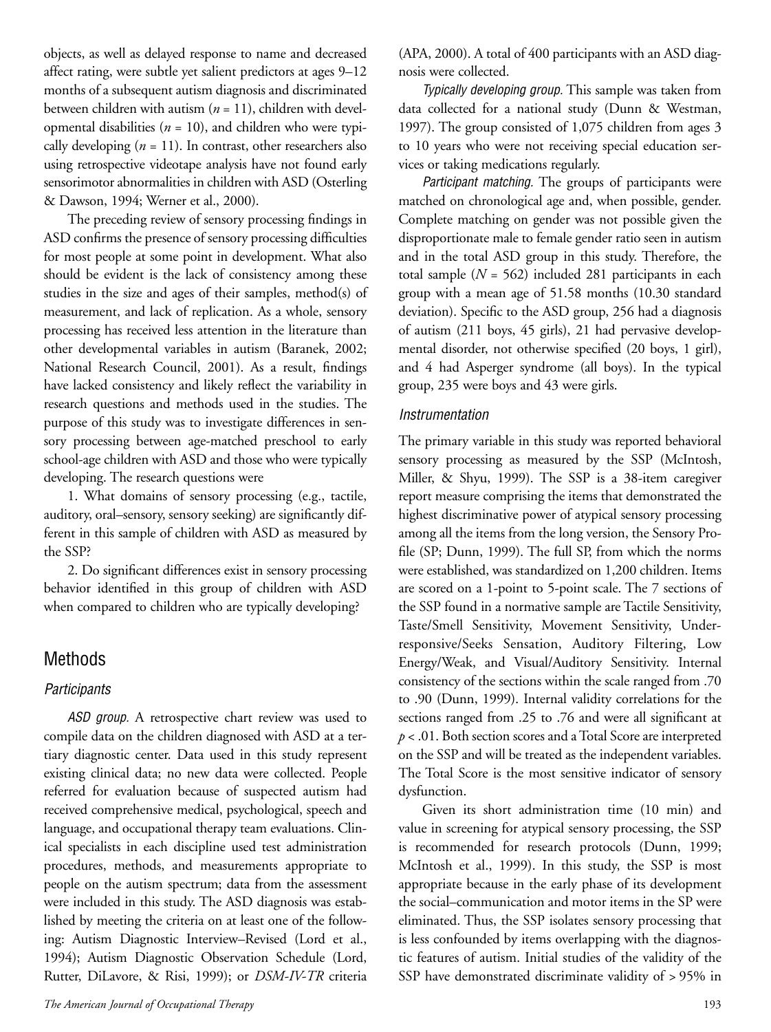objects, as well as delayed response to name and decreased affect rating, were subtle yet salient predictors at ages 9–12 months of a subsequent autism diagnosis and discriminated between children with autism ($n = 11$), children with developmental disabilities ($n = 10$), and children who were typically developing ($n = 11$). In contrast, other researchers also using retrospective videotape analysis have not found early sensorimotor abnormalities in children with ASD (Osterling & Dawson, 1994; Werner et al., 2000).

The preceding review of sensory processing findings in ASD confirms the presence of sensory processing difficulties for most people at some point in development. What also should be evident is the lack of consistency among these studies in the size and ages of their samples, method(s) of measurement, and lack of replication. As a whole, sensory processing has received less attention in the literature than other developmental variables in autism (Baranek, 2002; National Research Council, 2001). As a result, findings have lacked consistency and likely reflect the variability in research questions and methods used in the studies. The purpose of this study was to investigate differences in sensory processing between age-matched preschool to early school-age children with ASD and those who were typically developing. The research questions were

1. What domains of sensory processing (e.g., tactile, auditory, oral–sensory, sensory seeking) are significantly different in this sample of children with ASD as measured by the SSP?

2. Do significant differences exist in sensory processing behavior identified in this group of children with ASD when compared to children who are typically developing?

## Methods

### Participants

*ASD group.* A retrospective chart review was used to compile data on the children diagnosed with ASD at a tertiary diagnostic center. Data used in this study represent existing clinical data; no new data were collected. People referred for evaluation because of suspected autism had received comprehensive medical, psychological, speech and language, and occupational therapy team evaluations. Clinical specialists in each discipline used test administration procedures, methods, and measurements appropriate to people on the autism spectrum; data from the assessment were included in this study. The ASD diagnosis was established by meeting the criteria on at least one of the following: Autism Diagnostic Interview–Revised (Lord et al., 1994); Autism Diagnostic Observation Schedule (Lord, Rutter, DiLavore, & Risi, 1999); or *DSM-IV-TR* criteria (APA, 2000). A total of 400 participants with an ASD diagnosis were collected.

*Typically developing group.* This sample was taken from data collected for a national study (Dunn & Westman, 1997). The group consisted of 1,075 children from ages 3 to 10 years who were not receiving special education services or taking medications regularly.

*Participant matching.* The groups of participants were matched on chronological age and, when possible, gender. Complete matching on gender was not possible given the disproportionate male to female gender ratio seen in autism and in the total ASD group in this study. Therefore, the total sample ($N = 562$) included 281 participants in each group with a mean age of 51.58 months (10.30 standard deviation). Specific to the ASD group, 256 had a diagnosis of autism (211 boys, 45 girls), 21 had pervasive developmental disorder, not otherwise specified (20 boys, 1 girl), and 4 had Asperger syndrome (all boys). In the typical group, 235 were boys and 43 were girls.

### Instrumentation

The primary variable in this study was reported behavioral sensory processing as measured by the SSP (McIntosh, Miller, & Shyu, 1999). The SSP is a 38-item caregiver report measure comprising the items that demonstrated the highest discriminative power of atypical sensory processing among all the items from the long version, the Sensory Profile (SP; Dunn, 1999). The full SP, from which the norms were established, was standardized on 1,200 children. Items are scored on a 1-point to 5-point scale. The 7 sections of the SSP found in a normative sample are Tactile Sensitivity, Taste/Smell Sensitivity, Movement Sensitivity, Underresponsive/Seeks Sensation, Auditory Filtering, Low Energy/Weak, and Visual/Auditory Sensitivity. Internal consistency of the sections within the scale ranged from .70 to .90 (Dunn, 1999). Internal validity correlations for the sections ranged from .25 to .76 and were all significant at $p < .01$. Both section scores and a Total Score are interpreted on the SSP and will be treated as the independent variables. The Total Score is the most sensitive indicator of sensory dysfunction.

Given its short administration time (10 min) and value in screening for atypical sensory processing, the SSP is recommended for research protocols (Dunn, 1999; McIntosh et al., 1999). In this study, the SSP is most appropriate because in the early phase of its development the social–communication and motor items in the SP were eliminated. Thus, the SSP isolates sensory processing that is less confounded by items overlapping with the diagnostic features of autism. Initial studies of the validity of the SSP have demonstrated discriminate validity of > 95% in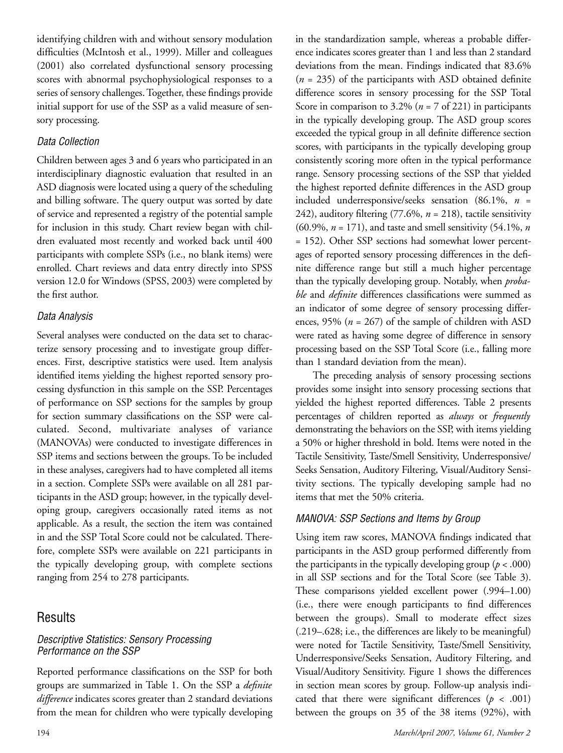identifying children with and without sensory modulation difficulties (McIntosh et al., 1999). Miller and colleagues (2001) also correlated dysfunctional sensory processing scores with abnormal psychophysiological responses to a series of sensory challenges. Together, these findings provide initial support for use of the SSP as a valid measure of sensory processing.

### *Data Collection*

Children between ages 3 and 6 years who participated in an interdisciplinary diagnostic evaluation that resulted in an ASD diagnosis were located using a query of the scheduling and billing software. The query output was sorted by date of service and represented a registry of the potential sample for inclusion in this study. Chart review began with children evaluated most recently and worked back until 400 participants with complete SSPs (i.e., no blank items) were enrolled. Chart reviews and data entry directly into SPSS version 12.0 for Windows (SPSS, 2003) were completed by the first author.

### *Data Analysis*

Several analyses were conducted on the data set to characterize sensory processing and to investigate group differences. First, descriptive statistics were used. Item analysis identified items yielding the highest reported sensory processing dysfunction in this sample on the SSP. Percentages of performance on SSP sections for the samples by group for section summary classifications on the SSP were calculated. Second, multivariate analyses of variance (MANOVAs) were conducted to investigate differences in SSP items and sections between the groups. To be included in these analyses, caregivers had to have completed all items in a section. Complete SSPs were available on all 281 participants in the ASD group; however, in the typically developing group, caregivers occasionally rated items as not applicable. As a result, the section the item was contained in and the SSP Total Score could not be calculated. Therefore, complete SSPs were available on 221 participants in the typically developing group, with complete sections ranging from 254 to 278 participants.

## Results

### *Descriptive Statistics: Sensory Processing Performance on the SSP*

Reported performance classifications on the SSP for both groups are summarized in Table 1. On the SSP a *definite difference* indicates scores greater than 2 standard deviations from the mean for children who were typically developing in the standardization sample, whereas a probable difference indicates scores greater than 1 and less than 2 standard deviations from the mean. Findings indicated that 83.6% ($n$ = 235) of the participants with ASD obtained definite difference scores in sensory processing for the SSP Total Score in comparison to 3.2% ($n$ = 7 of 221) in participants in the typically developing group. The ASD group scores exceeded the typical group in all definite difference section scores, with participants in the typically developing group consistently scoring more often in the typical performance range. Sensory processing sections of the SSP that yielded the highest reported definite differences in the ASD group included underresponsive/seeks sensation (86.1%, $n$ = 242), auditory filtering (77.6%, $n$ = 218), tactile sensitivity (60.9%, $n$ = 171), and taste and smell sensitivity (54.1%, $n$ = 152). Other SSP sections had somewhat lower percentages of reported sensory processing differences in the definite difference range but still a much higher percentage than the typically developing group. Notably, when *probable* and *definite* differences classifications were summed as an indicator of some degree of sensory processing differences, 95% ($n$ = 267) of the sample of children with ASD were rated as having some degree of difference in sensory processing based on the SSP Total Score (i.e., falling more than 1 standard deviation from the mean).

The preceding analysis of sensory processing sections provides some insight into sensory processing sections that yielded the highest reported differences. Table 2 presents percentages of children reported as *always* or *frequently* demonstrating the behaviors on the SSP, with items yielding a 50% or higher threshold in bold. Items were noted in the Tactile Sensitivity, Taste/Smell Sensitivity, Underresponsive/Seeks Sensation, Auditory Filtering, Visual/Auditory Sensitivity sections. The typically developing sample had no items that met the 50% criteria.

### *MANOVA: SSP Sections and Items by Group*

Using item raw scores, MANOVA findings indicated that participants in the ASD group performed differently from the participants in the typically developing group ($p < .000$) in all SSP sections and for the Total Score (see Table 3). These comparisons yielded excellent power (.994–1.00) (i.e., there were enough participants to find differences between the groups). Small to moderate effect sizes (.219–.628; i.e., the differences are likely to be meaningful) were noted for Tactile Sensitivity, Taste/Smell Sensitivity, Underresponsive/Seeks Sensation, Auditory Filtering, and Visual/Auditory Sensitivity. Figure 1 shows the differences in section mean scores by group. Follow-up analysis indicated that there were significant differences ($p < .001$) between the groups on 35 of the 38 items (92%), with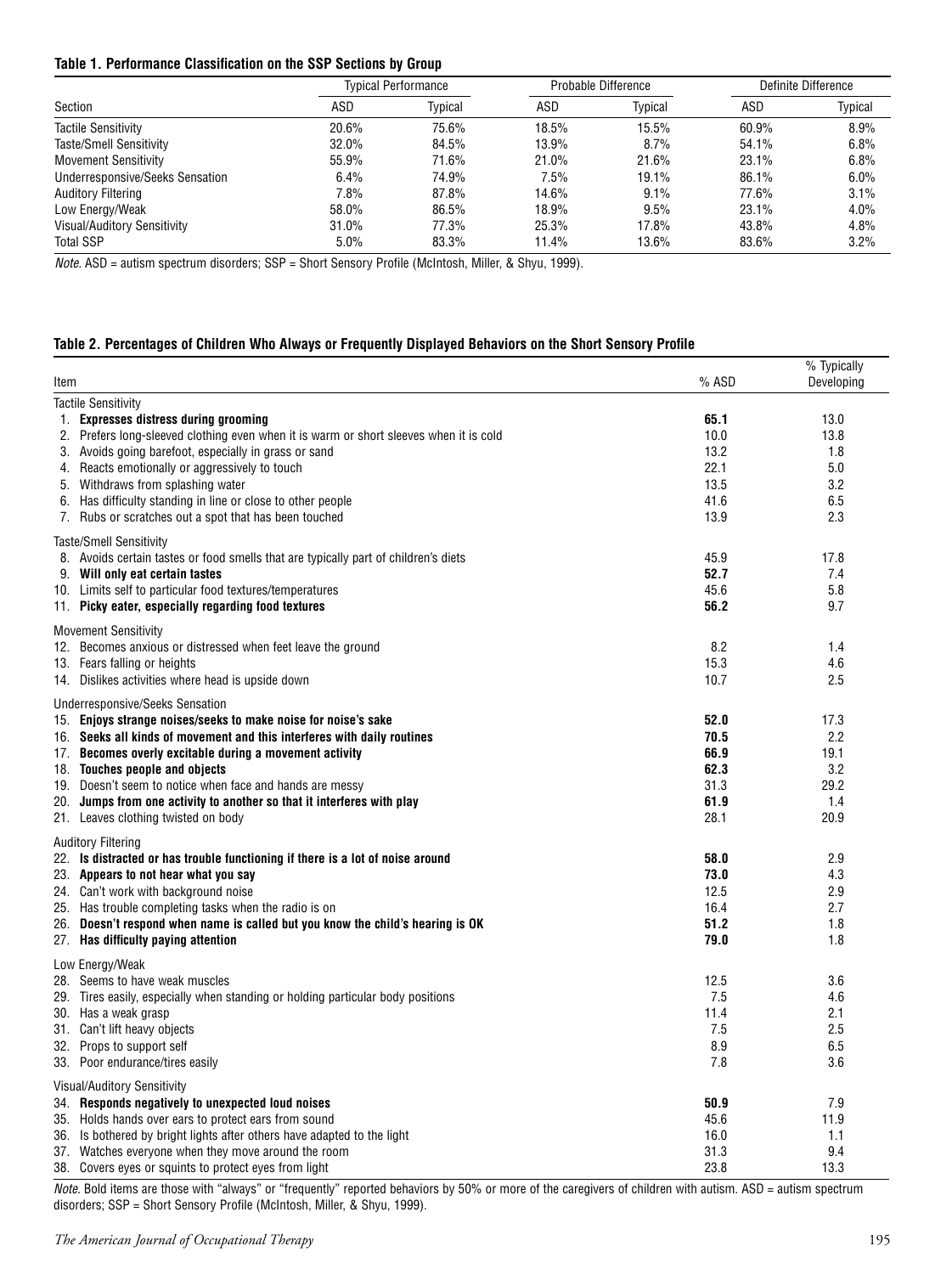**Table 1. Performance Classification on the SSP Sections by Group**

| Section | Typical Performance | | Probable Difference | | Definite Difference | |
|---|---|---|---|---|---|---|
| | ASD | Typical | ASD | Typical | ASD | Typical |
| Tactile Sensitivity | 20.6% | 75.6% | 18.5% | 15.5% | 60.9% | 8.9% |
| Taste/Smell Sensitivity | 32.0% | 84.5% | 13.9% | 8.7% | 54.1% | 6.8% |
| Movement Sensitivity | 55.9% | 71.6% | 21.0% | 21.6% | 23.1% | 6.8% |
| Underresponsive/Seeks Sensation | 6.4% | 74.9% | 7.5% | 19.1% | 86.1% | 6.0% |
| Auditory Filtering | 7.8% | 87.8% | 14.6% | 9.1% | 77.6% | 3.1% |
| Low Energy/Weak | 58.0% | 86.5% | 18.9% | 9.5% | 23.1% | 4.0% |
| Visual/Auditory Sensitivity | 31.0% | 77.3% | 25.3% | 17.8% | 43.8% | 4.8% |
| Total SSP | 5.0% | 83.3% | 11.4% | 13.6% | 83.6% | 3.2% |

*Note.* ASD = autism spectrum disorders; SSP = Short Sensory Profile (McIntosh, Miller, & Shyu, 1999).

**Table 2. Percentages of Children Who Always or Frequently Displayed Behaviors on the Short Sensory Profile**

| Item | % ASD | % Typically Developing |
|---|---|---|
| Tactile Sensitivity | | |
| 1. **Expresses distress during grooming** | **65.1** | 13.0 |
| 2. Prefers long-sleeved clothing even when it is warm or short sleeves when it is cold | 10.0 | 13.8 |
| 3. Avoids going barefoot, especially in grass or sand | 13.2 | 1.8 |
| 4. Reacts emotionally or aggressively to touch | 22.1 | 5.0 |
| 5. Withdraws from splashing water | 13.5 | 3.2 |
| 6. Has difficulty standing in line or close to other people | 41.6 | 6.5 |
| 7. Rubs or scratches out a spot that has been touched | 13.9 | 2.3 |
| Taste/Smell Sensitivity | | |
| 8. Avoids certain tastes or food smells that are typically part of children's diets | 45.9 | 17.8 |
| 9. **Will only eat certain tastes** | **52.7** | 7.4 |
| 10. Limits self to particular food textures/temperatures | 45.6 | 5.8 |
| 11. **Picky eater, especially regarding food textures** | **56.2** | 9.7 |
| Movement Sensitivity | | |
| 12. Becomes anxious or distressed when feet leave the ground | 8.2 | 1.4 |
| 13. Fears falling or heights | 15.3 | 4.6 |
| 14. Dislikes activities where head is upside down | 10.7 | 2.5 |
| Underresponsive/Seeks Sensation | | |
| 15. **Enjoys strange noises/seeks to make noise for noise's sake** | **52.0** | 17.3 |
| 16. **Seeks all kinds of movement and this interferes with daily routines** | **70.5** | 2.2 |
| 17. **Becomes overly excitable during a movement activity** | **66.9** | 19.1 |
| 18. **Touches people and objects** | **62.3** | 3.2 |
| 19. Doesn't seem to notice when face and hands are messy | 31.3 | 29.2 |
| 20. **Jumps from one activity to another so that it interferes with play** | **61.9** | 1.4 |
| 21. Leaves clothing twisted on body | 28.1 | 20.9 |
| Auditory Filtering | | |
| 22. **Is distracted or has trouble functioning if there is a lot of noise around** | **58.0** | 2.9 |
| 23. **Appears to not hear what you say** | **73.0** | 4.3 |
| 24. Can't work with background noise | 12.5 | 2.9 |
| 25. Has trouble completing tasks when the radio is on | 16.4 | 2.7 |
| 26. **Doesn't respond when name is called but you know the child's hearing is OK** | **51.2** | 1.8 |
| 27. **Has difficulty paying attention** | **79.0** | 1.8 |
| Low Energy/Weak | | |
| 28. Seems to have weak muscles | 12.5 | 3.6 |
| 29. Tires easily, especially when standing or holding particular body positions | 7.5 | 4.6 |
| 30. Has a weak grasp | 11.4 | 2.1 |
| 31. Can't lift heavy objects | 7.5 | 2.5 |
| 32. Props to support self | 8.9 | 6.5 |
| 33. Poor endurance/tires easily | 7.8 | 3.6 |
| Visual/Auditory Sensitivity | | |
| 34. **Responds negatively to unexpected loud noises** | **50.9** | 7.9 |
| 35. Holds hands over ears to protect ears from sound | 45.6 | 11.9 |
| 36. Is bothered by bright lights after others have adapted to the light | 16.0 | 1.1 |
| 37. Watches everyone when they move around the room | 31.3 | 9.4 |
| 38. Covers eyes or squints to protect eyes from light | 23.8 | 13.3 |

*Note.* Bold items are those with "always" or "frequently" reported behaviors by 50% or more of the caregivers of children with autism. ASD = autism spectrum disorders; SSP = Short Sensory Profile (McIntosh, Miller, & Shyu, 1999).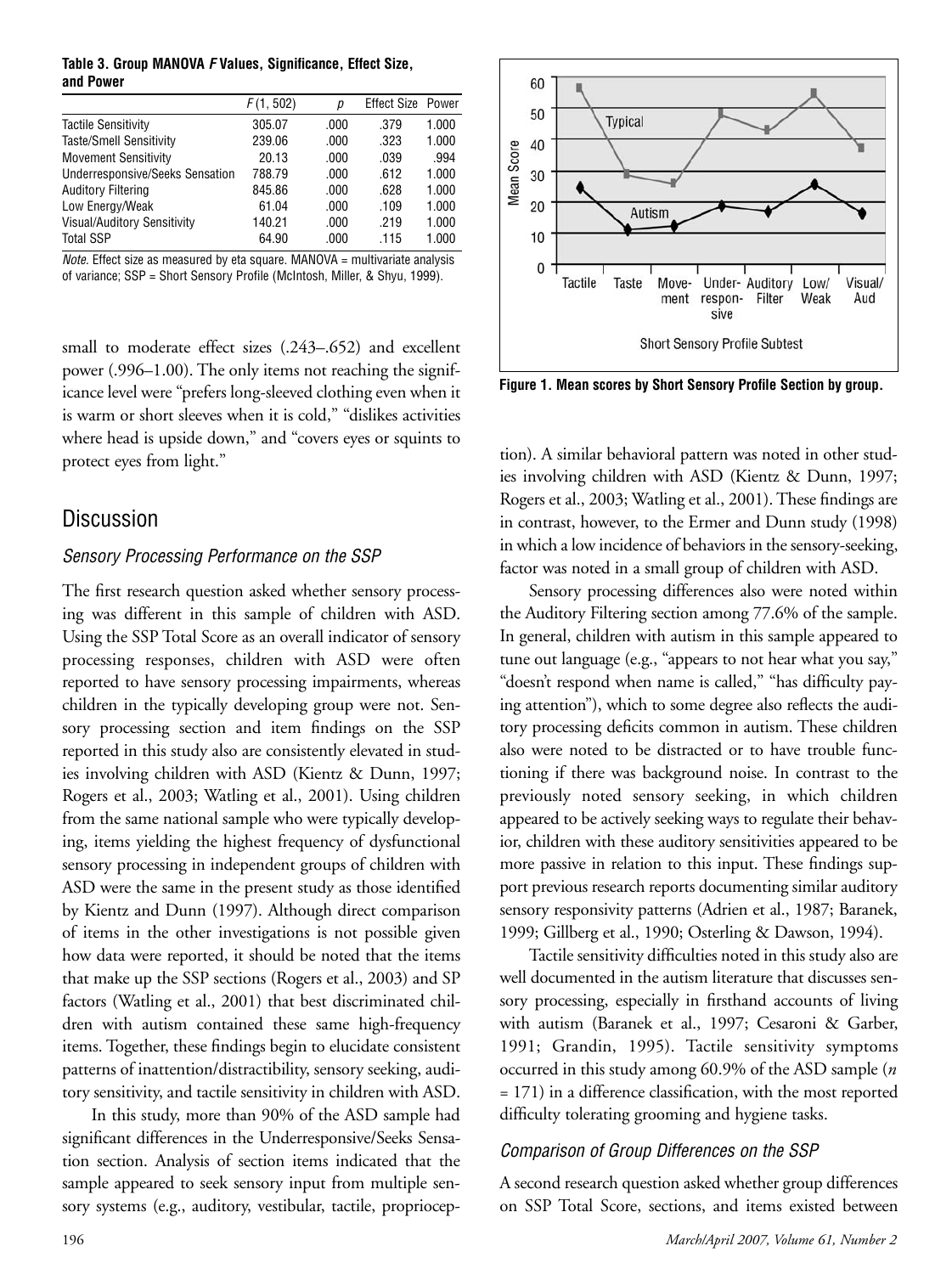**Table 3. Group MANOVA *F* Values, Significance, Effect Size, and Power**

| | $F(1, 502)$ | $p$ | Effect Size | Power |
|---|---|---|---|---|
| Tactile Sensitivity | 305.07 | .000 | .379 | 1.000 |
| Taste/Smell Sensitivity | 239.06 | .000 | .323 | 1.000 |
| Movement Sensitivity | 20.13 | .000 | .039 | .994 |
| Underresponsive/Seeks Sensation | 788.79 | .000 | .612 | 1.000 |
| Auditory Filtering | 845.86 | .000 | .628 | 1.000 |
| Low Energy/Weak | 61.04 | .000 | .109 | 1.000 |
| Visual/Auditory Sensitivity | 140.21 | .000 | .219 | 1.000 |
| Total SSP | 64.90 | .000 | .115 | 1.000 |

*Note.* Effect size as measured by eta square. MANOVA = multivariate analysis of variance; SSP = Short Sensory Profile (McIntosh, Miller, & Shyu, 1999).

small to moderate effect sizes (.243–.652) and excellent power (.996–1.00). The only items not reaching the significance level were "prefers long-sleeved clothing even when it is warm or short sleeves when it is cold," "dislikes activities where head is upside down," and "covers eyes or squints to protect eyes from light."

## Discussion

### Sensory Processing Performance on the SSP

The first research question asked whether sensory processing was different in this sample of children with ASD. Using the SSP Total Score as an overall indicator of sensory processing responses, children with ASD were often reported to have sensory processing impairments, whereas children in the typically developing group were not. Sensory processing section and item findings on the SSP reported in this study also are consistently elevated in studies involving children with ASD (Kientz & Dunn, 1997; Rogers et al., 2003; Watling et al., 2001). Using children from the same national sample who were typically developing, items yielding the highest frequency of dysfunctional sensory processing in independent groups of children with ASD were the same in the present study as those identified by Kientz and Dunn (1997). Although direct comparison of items in the other investigations is not possible given how data were reported, it should be noted that the items that make up the SSP sections (Rogers et al., 2003) and SP factors (Watling et al., 2001) that best discriminated children with autism contained these same high-frequency items. Together, these findings begin to elucidate consistent patterns of inattention/distractibility, sensory seeking, auditory sensitivity, and tactile sensitivity in children with ASD.

In this study, more than 90% of the ASD sample had significant differences in the Underresponsive/Seeks Sensation section. Analysis of section items indicated that the sample appeared to seek sensory input from multiple sensory systems (e.g., auditory, vestibular, tactile, proprioception). A similar behavioral pattern was noted in other studies involving children with ASD (Kientz & Dunn, 1997; Rogers et al., 2003; Watling et al., 2001). These findings are in contrast, however, to the Ermer and Dunn study (1998) in which a low incidence of behaviors in the sensory-seeking, factor was noted in a small group of children with ASD.

**Figure 1. Mean scores by Short Sensory Profile Section by group.**

Sensory processing differences also were noted within the Auditory Filtering section among 77.6% of the sample. In general, children with autism in this sample appeared to tune out language (e.g., "appears to not hear what you say," "doesn't respond when name is called," "has difficulty paying attention"), which to some degree also reflects the auditory processing deficits common in autism. These children also were noted to be distracted or to have trouble functioning if there was background noise. In contrast to the previously noted sensory seeking, in which children appeared to be actively seeking ways to regulate their behavior, children with these auditory sensitivities appeared to be more passive in relation to this input. These findings support previous research reports documenting similar auditory sensory responsivity patterns (Adrien et al., 1987; Baranek, 1999; Gillberg et al., 1990; Osterling & Dawson, 1994).

Tactile sensitivity difficulties noted in this study also are well documented in the autism literature that discusses sensory processing, especially in firsthand accounts of living with autism (Baranek et al., 1997; Cesaroni & Garber, 1991; Grandin, 1995). Tactile sensitivity symptoms occurred in this study among 60.9% of the ASD sample ($n$ = 171) in a difference classification, with the most reported difficulty tolerating grooming and hygiene tasks.

### Comparison of Group Differences on the SSP

A second research question asked whether group differences on SSP Total Score, sections, and items existed between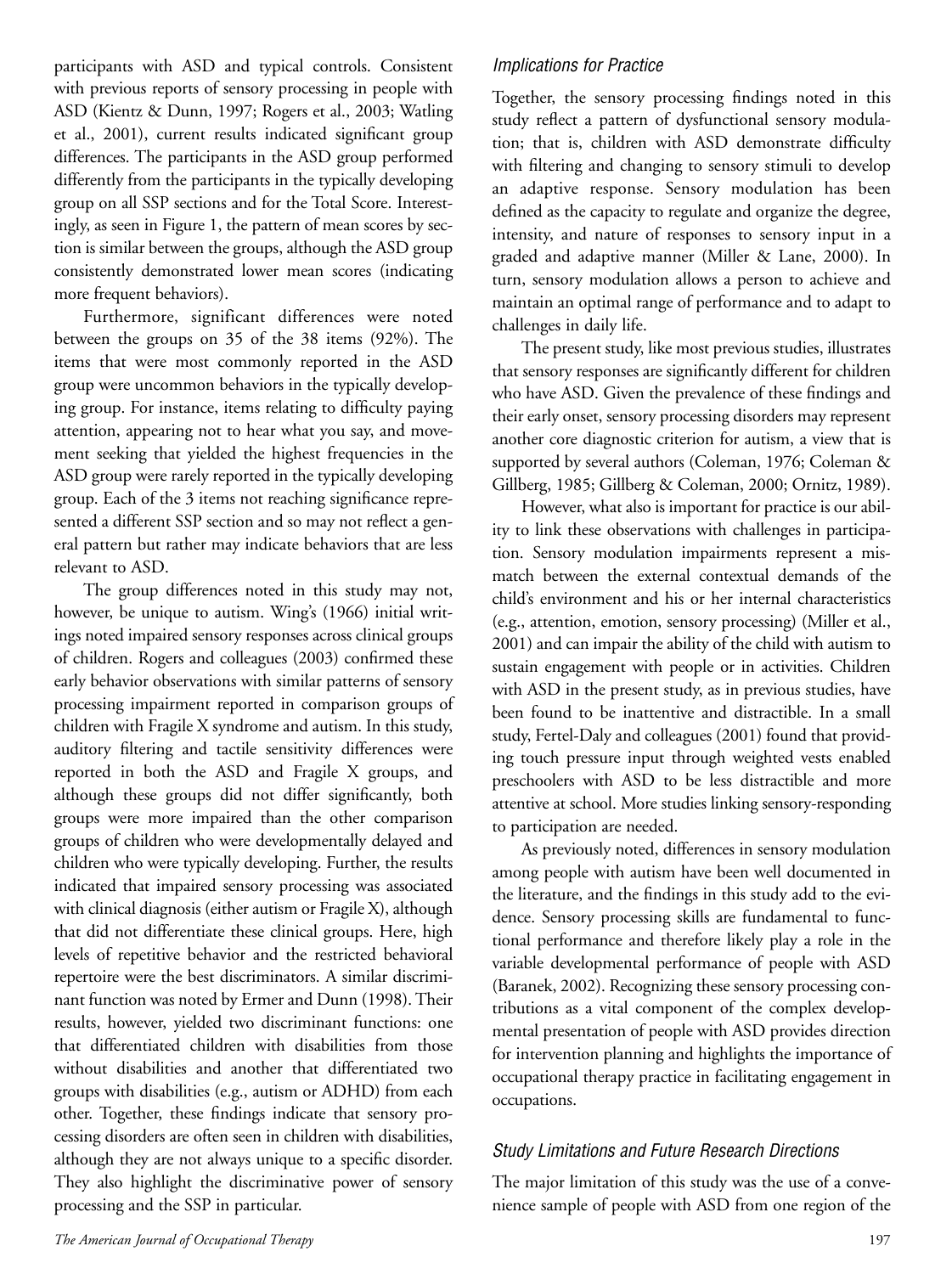participants with ASD and typical controls. Consistent with previous reports of sensory processing in people with ASD (Kientz & Dunn, 1997; Rogers et al., 2003; Watling et al., 2001), current results indicated significant group differences. The participants in the ASD group performed differently from the participants in the typically developing group on all SSP sections and for the Total Score. Interestingly, as seen in Figure 1, the pattern of mean scores by section is similar between the groups, although the ASD group consistently demonstrated lower mean scores (indicating more frequent behaviors).

Furthermore, significant differences were noted between the groups on 35 of the 38 items (92%). The items that were most commonly reported in the ASD group were uncommon behaviors in the typically developing group. For instance, items relating to difficulty paying attention, appearing not to hear what you say, and movement seeking that yielded the highest frequencies in the ASD group were rarely reported in the typically developing group. Each of the 3 items not reaching significance represented a different SSP section and so may not reflect a general pattern but rather may indicate behaviors that are less relevant to ASD.

The group differences noted in this study may not, however, be unique to autism. Wing's (1966) initial writings noted impaired sensory responses across clinical groups of children. Rogers and colleagues (2003) confirmed these early behavior observations with similar patterns of sensory processing impairment reported in comparison groups of children with Fragile X syndrome and autism. In this study, auditory filtering and tactile sensitivity differences were reported in both the ASD and Fragile X groups, and although these groups did not differ significantly, both groups were more impaired than the other comparison groups of children who were developmentally delayed and children who were typically developing. Further, the results indicated that impaired sensory processing was associated with clinical diagnosis (either autism or Fragile X), although that did not differentiate these clinical groups. Here, high levels of repetitive behavior and the restricted behavioral repertoire were the best discriminators. A similar discriminant function was noted by Ermer and Dunn (1998). Their results, however, yielded two discriminant functions: one that differentiated children with disabilities from those without disabilities and another that differentiated two groups with disabilities (e.g., autism or ADHD) from each other. Together, these findings indicate that sensory processing disorders are often seen in children with disabilities, although they are not always unique to a specific disorder. They also highlight the discriminative power of sensory processing and the SSP in particular.

### *Implications for Practice*

Together, the sensory processing findings noted in this study reflect a pattern of dysfunctional sensory modulation; that is, children with ASD demonstrate difficulty with filtering and changing to sensory stimuli to develop an adaptive response. Sensory modulation has been defined as the capacity to regulate and organize the degree, intensity, and nature of responses to sensory input in a graded and adaptive manner (Miller & Lane, 2000). In turn, sensory modulation allows a person to achieve and maintain an optimal range of performance and to adapt to challenges in daily life.

The present study, like most previous studies, illustrates that sensory responses are significantly different for children who have ASD. Given the prevalence of these findings and their early onset, sensory processing disorders may represent another core diagnostic criterion for autism, a view that is supported by several authors (Coleman, 1976; Coleman & Gillberg, 1985; Gillberg & Coleman, 2000; Ornitz, 1989).

However, what also is important for practice is our ability to link these observations with challenges in participation. Sensory modulation impairments represent a mismatch between the external contextual demands of the child's environment and his or her internal characteristics (e.g., attention, emotion, sensory processing) (Miller et al., 2001) and can impair the ability of the child with autism to sustain engagement with people or in activities. Children with ASD in the present study, as in previous studies, have been found to be inattentive and distractible. In a small study, Fertel-Daly and colleagues (2001) found that providing touch pressure input through weighted vests enabled preschoolers with ASD to be less distractible and more attentive at school. More studies linking sensory-responding to participation are needed.

As previously noted, differences in sensory modulation among people with autism have been well documented in the literature, and the findings in this study add to the evidence. Sensory processing skills are fundamental to functional performance and therefore likely play a role in the variable developmental performance of people with ASD (Baranek, 2002). Recognizing these sensory processing contributions as a vital component of the complex developmental presentation of people with ASD provides direction for intervention planning and highlights the importance of occupational therapy practice in facilitating engagement in occupations.

### *Study Limitations and Future Research Directions*

The major limitation of this study was the use of a convenience sample of people with ASD from one region of the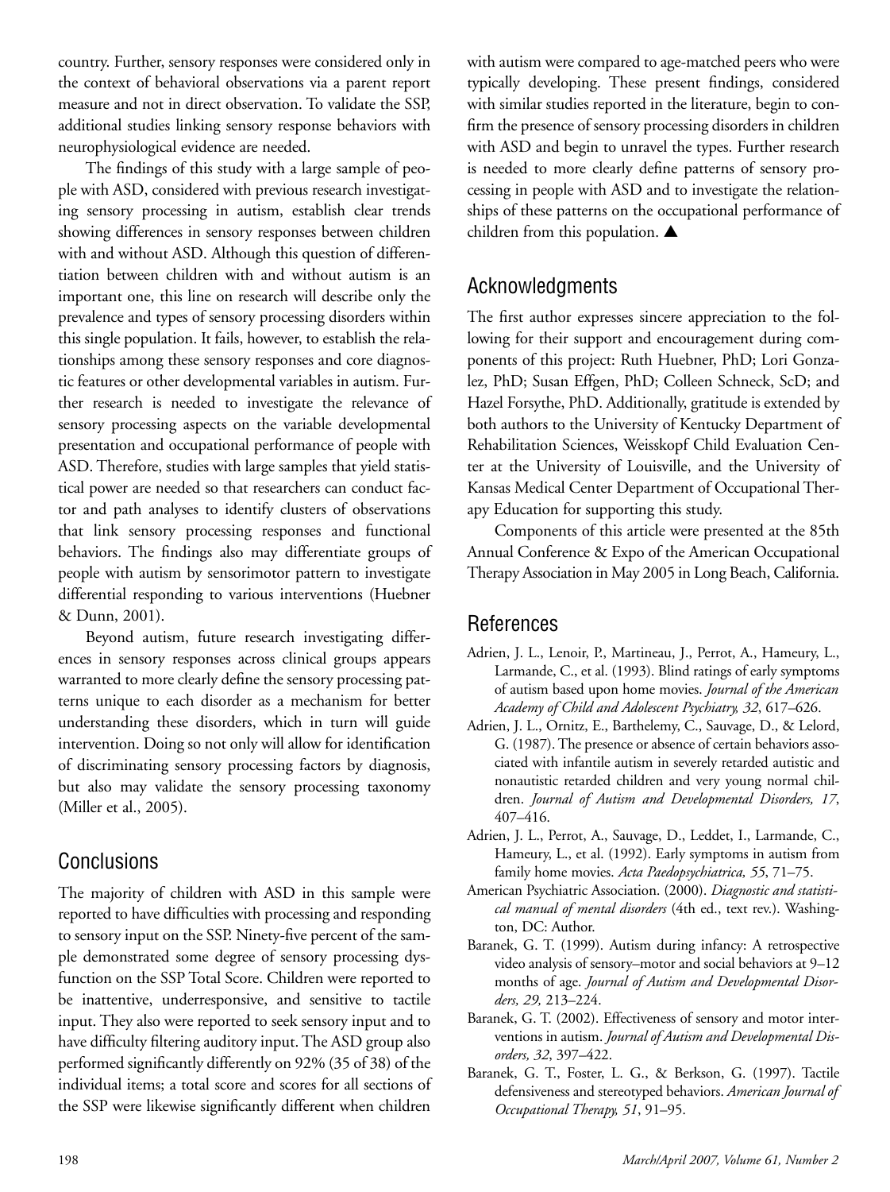country. Further, sensory responses were considered only in the context of behavioral observations via a parent report measure and not in direct observation. To validate the SSP, additional studies linking sensory response behaviors with neurophysiological evidence are needed.

The findings of this study with a large sample of people with ASD, considered with previous research investigating sensory processing in autism, establish clear trends showing differences in sensory responses between children with and without ASD. Although this question of differentiation between children with and without autism is an important one, this line on research will describe only the prevalence and types of sensory processing disorders within this single population. It fails, however, to establish the relationships among these sensory responses and core diagnostic features or other developmental variables in autism. Further research is needed to investigate the relevance of sensory processing aspects on the variable developmental presentation and occupational performance of people with ASD. Therefore, studies with large samples that yield statistical power are needed so that researchers can conduct factor and path analyses to identify clusters of observations that link sensory processing responses and functional behaviors. The findings also may differentiate groups of people with autism by sensorimotor pattern to investigate differential responding to various interventions (Huebner & Dunn, 2001).

Beyond autism, future research investigating differences in sensory responses across clinical groups appears warranted to more clearly define the sensory processing patterns unique to each disorder as a mechanism for better understanding these disorders, which in turn will guide intervention. Doing so not only will allow for identification of discriminating sensory processing factors by diagnosis, but also may validate the sensory processing taxonomy (Miller et al., 2005).

## Conclusions

The majority of children with ASD in this sample were reported to have difficulties with processing and responding to sensory input on the SSP. Ninety-five percent of the sample demonstrated some degree of sensory processing dysfunction on the SSP Total Score. Children were reported to be inattentive, underresponsive, and sensitive to tactile input. They also were reported to seek sensory input and to have difficulty filtering auditory input. The ASD group also performed significantly differently on 92% (35 of 38) of the individual items; a total score and scores for all sections of the SSP were likewise significantly different when children with autism were compared to age-matched peers who were typically developing. These present findings, considered with similar studies reported in the literature, begin to confirm the presence of sensory processing disorders in children with ASD and begin to unravel the types. Further research is needed to more clearly define patterns of sensory processing in people with ASD and to investigate the relationships of these patterns on the occupational performance of children from this population. ▲

## Acknowledgments

The first author expresses sincere appreciation to the following for their support and encouragement during components of this project: Ruth Huebner, PhD; Lori Gonzalez, PhD; Susan Effgen, PhD; Colleen Schneck, ScD; and Hazel Forsythe, PhD. Additionally, gratitude is extended by both authors to the University of Kentucky Department of Rehabilitation Sciences, Weisskopf Child Evaluation Center at the University of Louisville, and the University of Kansas Medical Center Department of Occupational Therapy Education for supporting this study.

Components of this article were presented at the 85th Annual Conference & Expo of the American Occupational Therapy Association in May 2005 in Long Beach, California.

## References

Adrien, J. L., Lenoir, P., Martineau, J., Perrot, A., Hameury, L., Larmande, C., et al. (1993). Blind ratings of early symptoms of autism based upon home movies. *Journal of the American Academy of Child and Adolescent Psychiatry, 32*, 617–626.

Adrien, J. L., Ornitz, E., Barthelemy, C., Sauvage, D., & Lelord, G. (1987). The presence or absence of certain behaviors associated with infantile autism in severely retarded autistic and nonautistic retarded children and very young normal children. *Journal of Autism and Developmental Disorders, 17*, 407–416.

Adrien, J. L., Perrot, A., Sauvage, D., Leddet, I., Larmande, C., Hameury, L., et al. (1992). Early symptoms in autism from family home movies. *Acta Paedopsychiatrica, 55*, 71–75.

American Psychiatric Association. (2000). *Diagnostic and statistical manual of mental disorders* (4th ed., text rev.). Washington, DC: Author.

Baranek, G. T. (1999). Autism during infancy: A retrospective video analysis of sensory–motor and social behaviors at 9–12 months of age. *Journal of Autism and Developmental Disorders, 29,* 213–224.

Baranek, G. T. (2002). Effectiveness of sensory and motor interventions in autism. *Journal of Autism and Developmental Disorders, 32*, 397–422.

Baranek, G. T., Foster, L. G., & Berkson, G. (1997). Tactile defensiveness and stereotyped behaviors. *American Journal of Occupational Therapy, 51*, 91–95.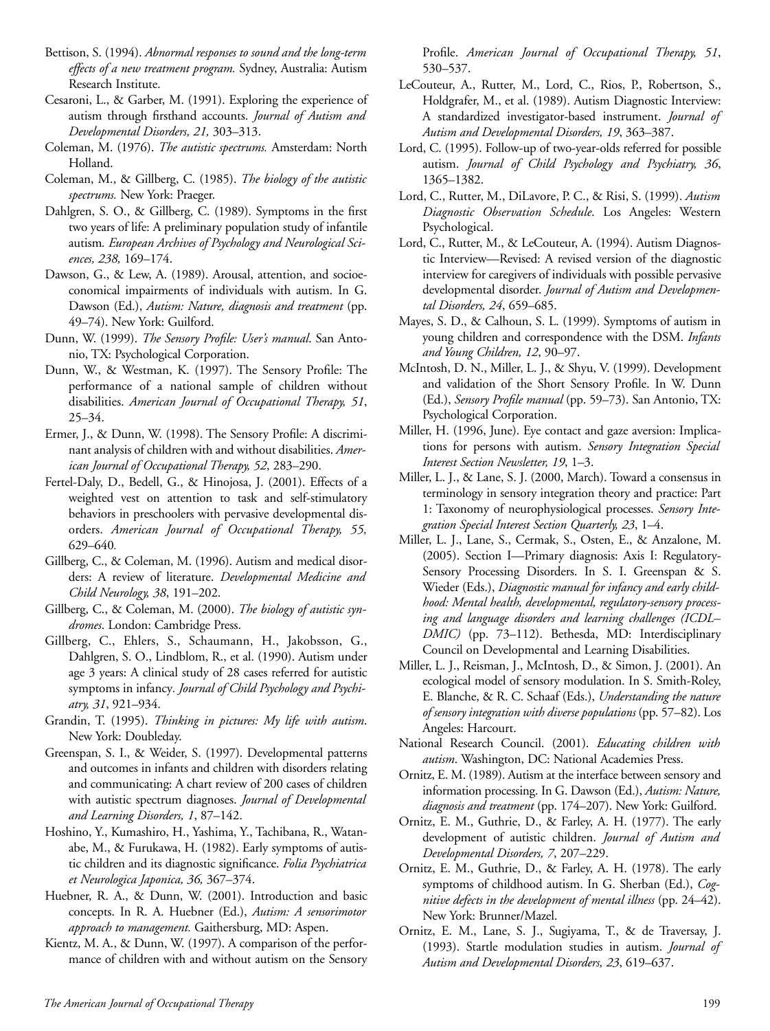Bettison, S. (1994). *Abnormal responses to sound and the long-term effects of a new treatment program.* Sydney, Australia: Autism Research Institute.

Cesaroni, L., & Garber, M. (1991). Exploring the experience of autism through firsthand accounts. *Journal of Autism and Developmental Disorders, 21,* 303–313.

Coleman, M. (1976). *The autistic spectrums.* Amsterdam: North Holland.

Coleman, M., & Gillberg, C. (1985). *The biology of the autistic spectrums.* New York: Praeger.

Dahlgren, S. O., & Gillberg, C. (1989). Symptoms in the first two years of life: A preliminary population study of infantile autism. *European Archives of Psychology and Neurological Sciences, 238,* 169–174.

Dawson, G., & Lew, A. (1989). Arousal, attention, and socioeconomical impairments of individuals with autism. In G. Dawson (Ed.), *Autism: Nature, diagnosis and treatment* (pp. 49–74). New York: Guilford.

Dunn, W. (1999). *The Sensory Profile: User's manual*. San Antonio, TX: Psychological Corporation.

Dunn, W., & Westman, K. (1997). The Sensory Profile: The performance of a national sample of children without disabilities. *American Journal of Occupational Therapy, 51*, 25–34.

Ermer, J., & Dunn, W. (1998). The Sensory Profile: A discriminant analysis of children with and without disabilities. *American Journal of Occupational Therapy, 52*, 283–290.

Fertel-Daly, D., Bedell, G., & Hinojosa, J. (2001). Effects of a weighted vest on attention to task and self-stimulatory behaviors in preschoolers with pervasive developmental disorders. *American Journal of Occupational Therapy, 55,* 629–640.

Gillberg, C., & Coleman, M. (1996). Autism and medical disorders: A review of literature. *Developmental Medicine and Child Neurology, 38*, 191–202.

Gillberg, C., & Coleman, M. (2000). *The biology of autistic syndromes*. London: Cambridge Press.

Gillberg, C., Ehlers, S., Schaumann, H., Jakobsson, G., Dahlgren, S. O., Lindblom, R., et al. (1990). Autism under age 3 years: A clinical study of 28 cases referred for autistic symptoms in infancy. *Journal of Child Psychology and Psychiatry, 31*, 921–934.

Grandin, T. (1995). *Thinking in pictures: My life with autism*. New York: Doubleday.

Greenspan, S. I., & Weider, S. (1997). Developmental patterns and outcomes in infants and children with disorders relating and communicating: A chart review of 200 cases of children with autistic spectrum diagnoses. *Journal of Developmental and Learning Disorders, 1*, 87–142.

Hoshino, Y., Kumashiro, H., Yashima, Y., Tachibana, R., Watanabe, M., & Furukawa, H. (1982). Early symptoms of autistic children and its diagnostic significance. *Folia Psychiatrica et Neurologica Japonica, 36,* 367–374.

Huebner, R. A., & Dunn, W. (2001). Introduction and basic concepts. In R. A. Huebner (Ed.), *Autism: A sensorimotor approach to management.* Gaithersburg, MD: Aspen.

Kientz, M. A., & Dunn, W. (1997). A comparison of the performance of children with and without autism on the Sensory Profile. *American Journal of Occupational Therapy, 51*, 530–537.

LeCouteur, A., Rutter, M., Lord, C., Rios, P., Robertson, S., Holdgrafer, M., et al. (1989). Autism Diagnostic Interview: A standardized investigator-based instrument. *Journal of Autism and Developmental Disorders, 19*, 363–387.

Lord, C. (1995). Follow-up of two-year-olds referred for possible autism. *Journal of Child Psychology and Psychiatry, 36*, 1365–1382.

Lord, C., Rutter, M., DiLavore, P. C., & Risi, S. (1999). *Autism Diagnostic Observation Schedule*. Los Angeles: Western Psychological.

Lord, C., Rutter, M., & LeCouteur, A. (1994). Autism Diagnostic Interview—Revised: A revised version of the diagnostic interview for caregivers of individuals with possible pervasive developmental disorder. *Journal of Autism and Developmental Disorders, 24*, 659–685.

Mayes, S. D., & Calhoun, S. L. (1999). Symptoms of autism in young children and correspondence with the DSM. *Infants and Young Children, 12*, 90–97.

McIntosh, D. N., Miller, L. J., & Shyu, V. (1999). Development and validation of the Short Sensory Profile. In W. Dunn (Ed.), *Sensory Profile manual* (pp. 59–73). San Antonio, TX: Psychological Corporation.

Miller, H. (1996, June). Eye contact and gaze aversion: Implications for persons with autism. *Sensory Integration Special Interest Section Newsletter, 19*, 1–3.

Miller, L. J., & Lane, S. J. (2000, March). Toward a consensus in terminology in sensory integration theory and practice: Part 1: Taxonomy of neurophysiological processes. *Sensory Integration Special Interest Section Quarterly, 23*, 1–4.

Miller, L. J., Lane, S., Cermak, S., Osten, E., & Anzalone, M. (2005). Section I—Primary diagnosis: Axis I: Regulatory-Sensory Processing Disorders. In S. I. Greenspan & S. Wieder (Eds.), *Diagnostic manual for infancy and early childhood: Mental health, developmental, regulatory-sensory processing and language disorders and learning challenges (ICDL–DMIC)* (pp. 73–112). Bethesda, MD: Interdisciplinary Council on Developmental and Learning Disabilities.

Miller, L. J., Reisman, J., McIntosh, D., & Simon, J. (2001). An ecological model of sensory modulation. In S. Smith-Roley, E. Blanche, & R. C. Schaaf (Eds.), *Understanding the nature of sensory integration with diverse populations* (pp. 57–82). Los Angeles: Harcourt.

National Research Council. (2001). *Educating children with autism*. Washington, DC: National Academies Press.

Ornitz, E. M. (1989). Autism at the interface between sensory and information processing. In G. Dawson (Ed.), *Autism: Nature, diagnosis and treatment* (pp. 174–207). New York: Guilford.

Ornitz, E. M., Guthrie, D., & Farley, A. H. (1977). The early development of autistic children. *Journal of Autism and Developmental Disorders, 7*, 207–229.

Ornitz, E. M., Guthrie, D., & Farley, A. H. (1978). The early symptoms of childhood autism. In G. Sherban (Ed.), *Cognitive defects in the development of mental illness* (pp. 24–42). New York: Brunner/Mazel.

Ornitz, E. M., Lane, S. J., Sugiyama, T., & de Traversay, J. (1993). Startle modulation studies in autism. *Journal of Autism and Developmental Disorders, 23*, 619–637.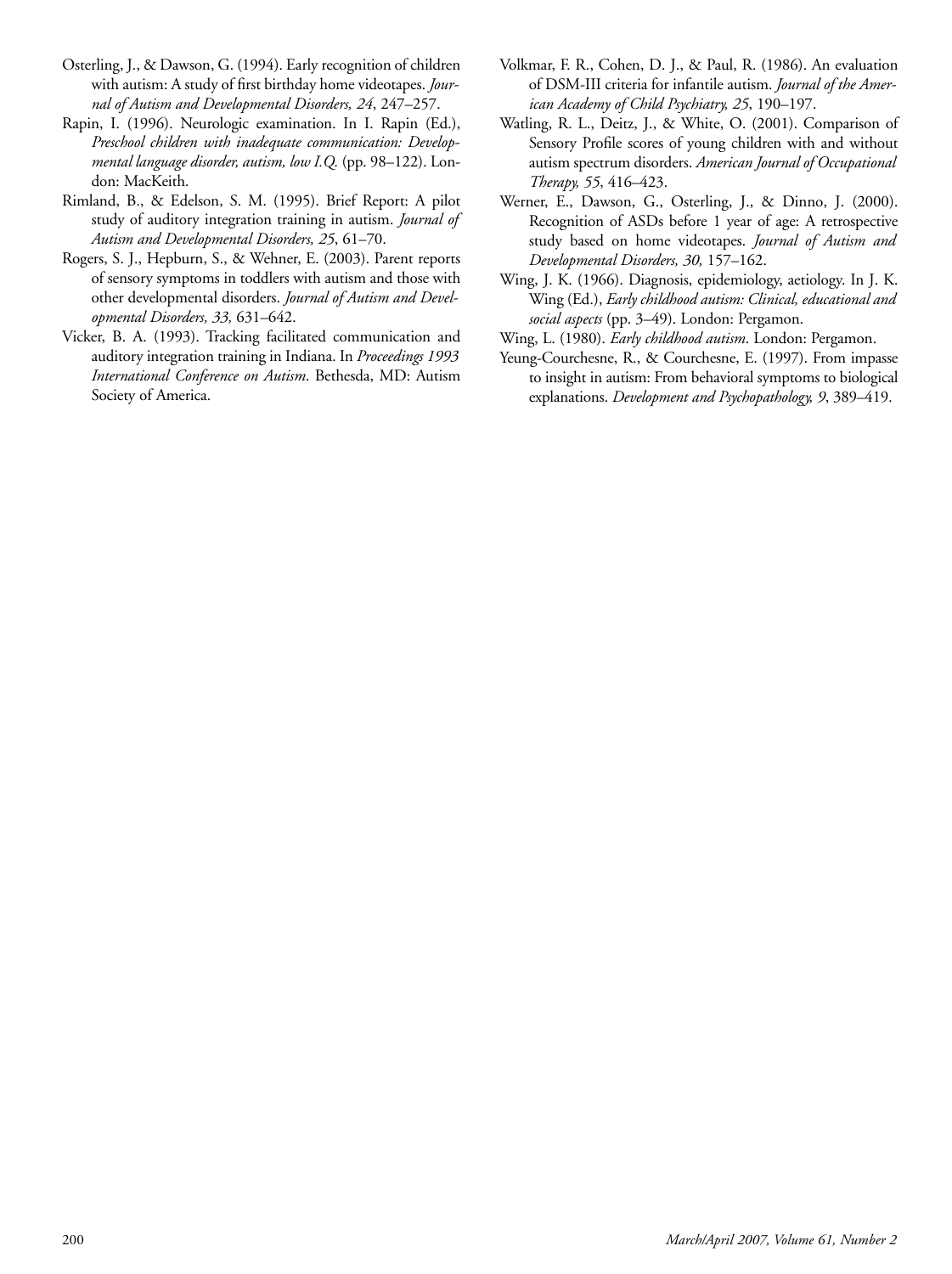Osterling, J., & Dawson, G. (1994). Early recognition of children with autism: A study of first birthday home videotapes. *Journal of Autism and Developmental Disorders, 24*, 247–257.

Rapin, I. (1996). Neurologic examination. In I. Rapin (Ed.), *Preschool children with inadequate communication: Developmental language disorder, autism, low I.Q.* (pp. 98–122). London: MacKeith.

Rimland, B., & Edelson, S. M. (1995). Brief Report: A pilot study of auditory integration training in autism. *Journal of Autism and Developmental Disorders, 25*, 61–70.

Rogers, S. J., Hepburn, S., & Wehner, E. (2003). Parent reports of sensory symptoms in toddlers with autism and those with other developmental disorders. *Journal of Autism and Developmental Disorders, 33,* 631–642.

Vicker, B. A. (1993). Tracking facilitated communication and auditory integration training in Indiana. In *Proceedings 1993 International Conference on Autism*. Bethesda, MD: Autism Society of America.

Volkmar, F. R., Cohen, D. J., & Paul, R. (1986). An evaluation of DSM-III criteria for infantile autism. *Journal of the American Academy of Child Psychiatry, 25*, 190–197.

Watling, R. L., Deitz, J., & White, O. (2001). Comparison of Sensory Profile scores of young children with and without autism spectrum disorders. *American Journal of Occupational Therapy, 55*, 416–423.

Werner, E., Dawson, G., Osterling, J., & Dinno, J. (2000). Recognition of ASDs before 1 year of age: A retrospective study based on home videotapes. *Journal of Autism and Developmental Disorders, 30,* 157–162.

Wing, J. K. (1966). Diagnosis, epidemiology, aetiology. In J. K. Wing (Ed.), *Early childhood autism: Clinical, educational and social aspects* (pp. 3–49). London: Pergamon.

Wing, L. (1980). *Early childhood autism*. London: Pergamon.

Yeung-Courchesne, R., & Courchesne, E. (1997). From impasse to insight in autism: From behavioral symptoms to biological explanations. *Development and Psychopathology, 9*, 389–419.